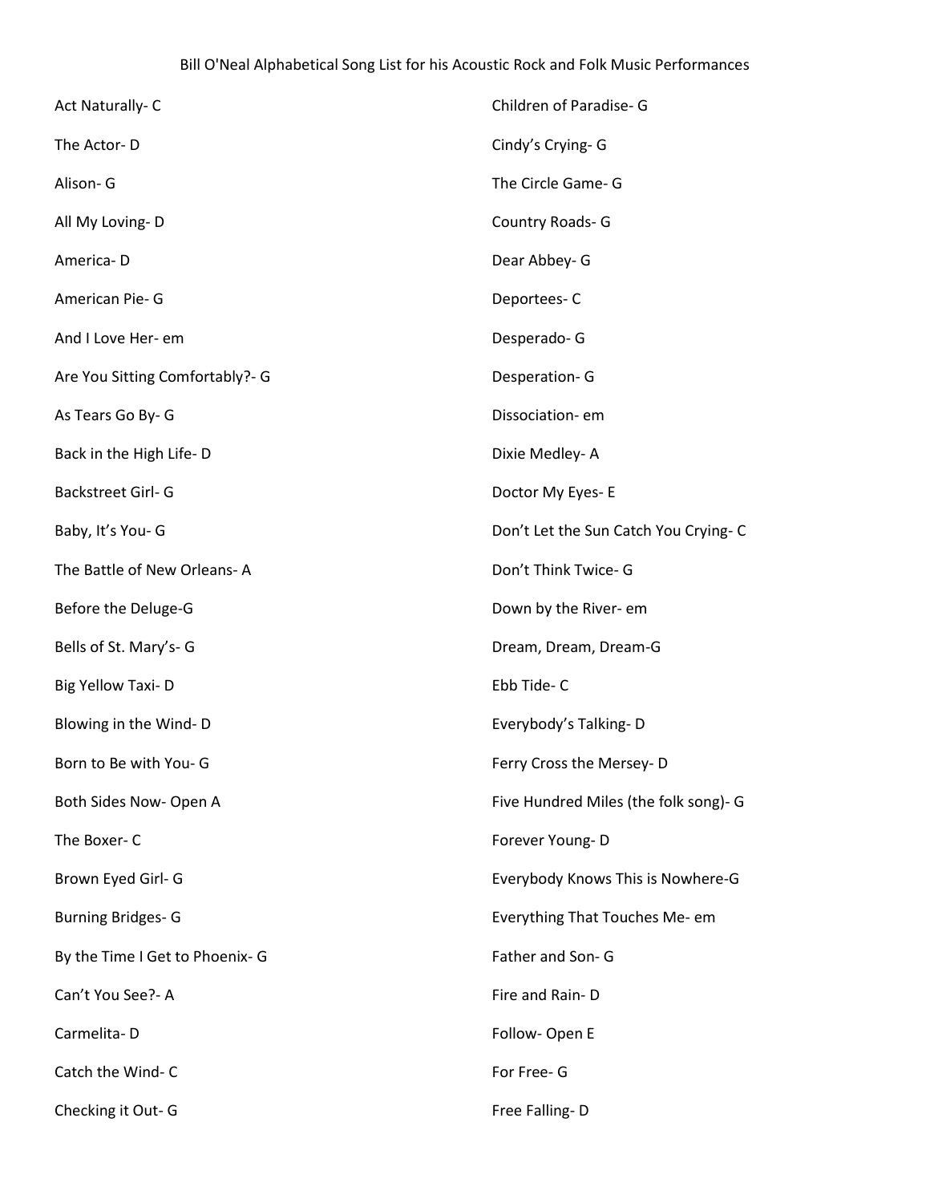# Bill O'Neal Alphabetical Song List for his Acoustic Rock and Folk Music Performances

Act Naturally- C

The Actor- D

Alison- G

All My Loving- D

America- D

American Pie- G

And I Love Her- em

Are You Sitting Comfortably?- G

As Tears Go By- G

Back in the High Life- D

Backstreet Girl- G

Baby, It's You- G

The Battle of New Orleans- A

Before the Deluge-G

Bells of St. Mary's- G

Big Yellow Taxi- D

Blowing in the Wind- D

Born to Be with You- G

Both Sides Now- Open A

The Boxer- C

Brown Eyed Girl- G

Burning Bridges- G

By the Time I Get to Phoenix- G

Can't You See?- A

Carmelita- D

Catch the Wind- C

Checking it Out- G

Children of Paradise- G

Cindy's Crying- G

The Circle Game- G

Country Roads- G

Dear Abbey- G

Deportees- C

Desperado- G

Desperation- G

Dissociation- em

Dixie Medley- A

Doctor My Eyes- E

Don't Let the Sun Catch You Crying- C

Don't Think Twice- G

Down by the River- em

Dream, Dream, Dream-G

Ebb Tide- C

Everybody's Talking- D

Ferry Cross the Mersey- D

Five Hundred Miles (the folk song)- G

Forever Young- D

Everybody Knows This is Nowhere-G

Everything That Touches Me- em

Father and Son- G

Fire and Rain- D

Follow- Open E

For Free- G

Free Falling- D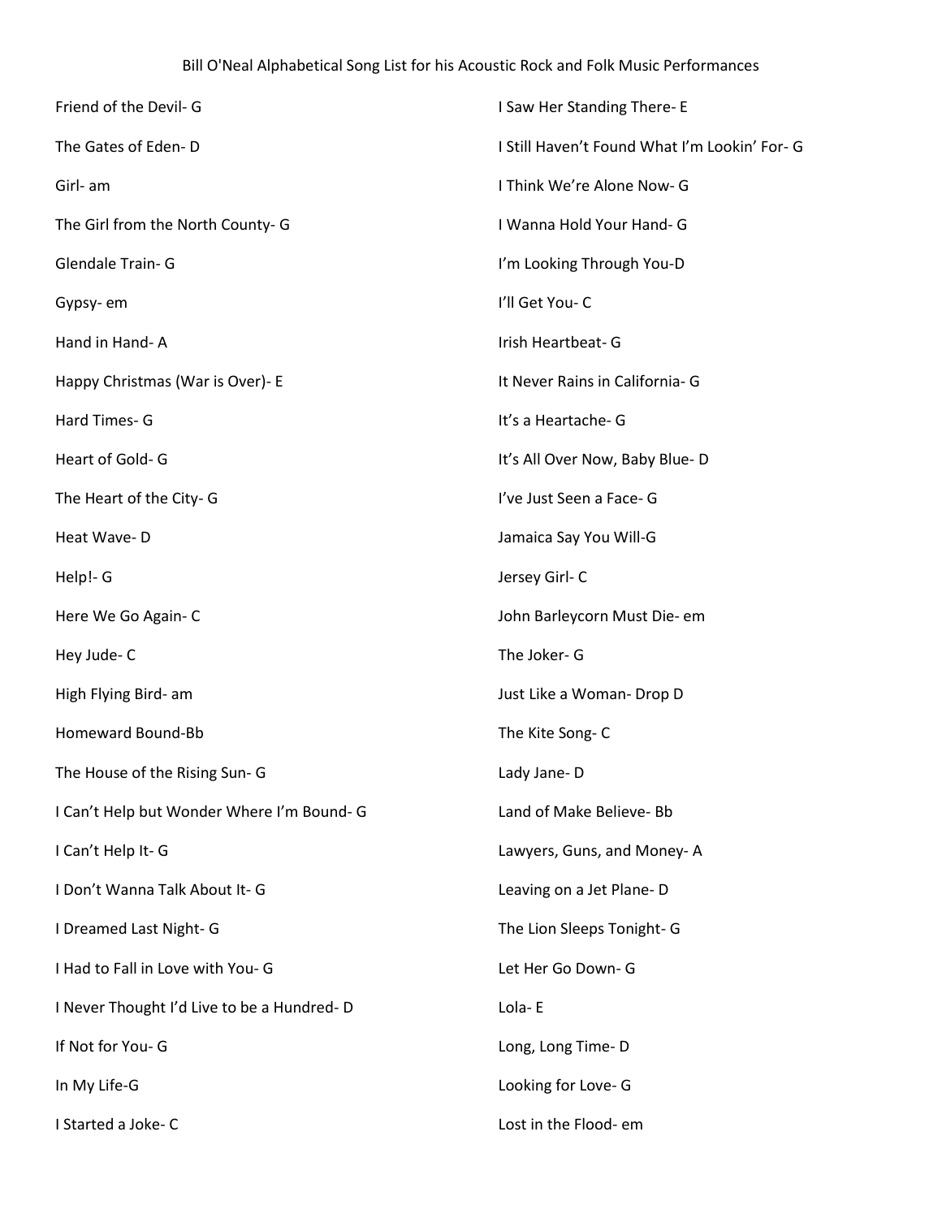Bill O'Neal Alphabetical Song List for his Acoustic Rock and Folk Music Performances

Friend of the Devil- G

The Gates of Eden- D

Girl- am

The Girl from the North County- G

Glendale Train- G

Gypsy- em

Hand in Hand- A

Happy Christmas (War is Over)- E

Hard Times- G

Heart of Gold- G

The Heart of the City- G

Heat Wave- D

Help!- G

Here We Go Again- C

Hey Jude- C

High Flying Bird- am

Homeward Bound-Bb

The House of the Rising Sun- G

I Can't Help but Wonder Where I'm Bound- G

I Can't Help It- G

I Don't Wanna Talk About It- G

I Dreamed Last Night- G

I Had to Fall in Love with You- G

I Never Thought I'd Live to be a Hundred- D

If Not for You- G

In My Life-G

I Started a Joke- C

I Saw Her Standing There- E

I Still Haven't Found What I'm Lookin' For- G

I Think We're Alone Now- G

I Wanna Hold Your Hand- G

I'm Looking Through You-D

I'll Get You- C

Irish Heartbeat- G

It Never Rains in California- G

It's a Heartache- G

It's All Over Now, Baby Blue- D

I've Just Seen a Face- G

Jamaica Say You Will-G

Jersey Girl- C

John Barleycorn Must Die- em

The Joker- G

Just Like a Woman- Drop D

The Kite Song- C

Lady Jane- D

Land of Make Believe- Bb

Lawyers, Guns, and Money- A

Leaving on a Jet Plane- D

The Lion Sleeps Tonight- G

Let Her Go Down- G

Lola- E

Long, Long Time- D

Looking for Love- G

Lost in the Flood- em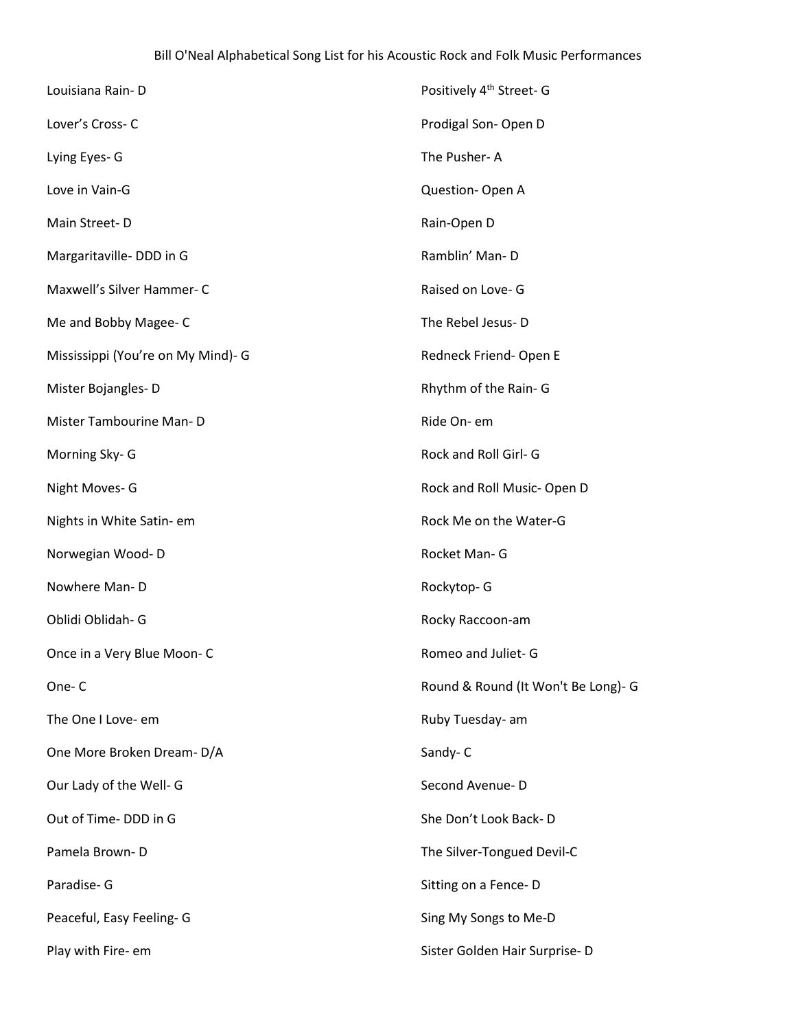Louisiana Rain- D

Lover's Cross- C

Lying Eyes- G

Love in Vain-G

Main Street- D

Margaritaville- DDD in G

Maxwell's Silver Hammer- C

Me and Bobby Magee- C

Mississippi (You're on My Mind)- G

Mister Bojangles- D

Mister Tambourine Man- D

Morning Sky- G

Night Moves- G

Nights in White Satin- em

Norwegian Wood- D

Nowhere Man- D

Oblidi Oblidah- G

Once in a Very Blue Moon- C

One- C

The One I Love- em

One More Broken Dream- D/A

Our Lady of the Well- G

Out of Time- DDD in G

Pamela Brown- D

Paradise- G

Peaceful, Easy Feeling- G

Play with Fire- em

Positively 4th Street- G

Prodigal Son- Open D

The Pusher- A

Question- Open A

Rain-Open D

Ramblin' Man- D

Raised on Love- G

The Rebel Jesus- D

Redneck Friend- Open E

Rhythm of the Rain- G

Ride On- em

Rock and Roll Girl- G

Rock and Roll Music- Open D

Rock Me on the Water-G

Rocket Man- G

Rockytop- G

Rocky Raccoon-am

Romeo and Juliet- G

Round & Round (It Won't Be Long)- G

Ruby Tuesday- am

Sandy- C

Second Avenue- D

She Don't Look Back- D

The Silver-Tongued Devil-C

Sitting on a Fence- D

Sing My Songs to Me-D

Sister Golden Hair Surprise- D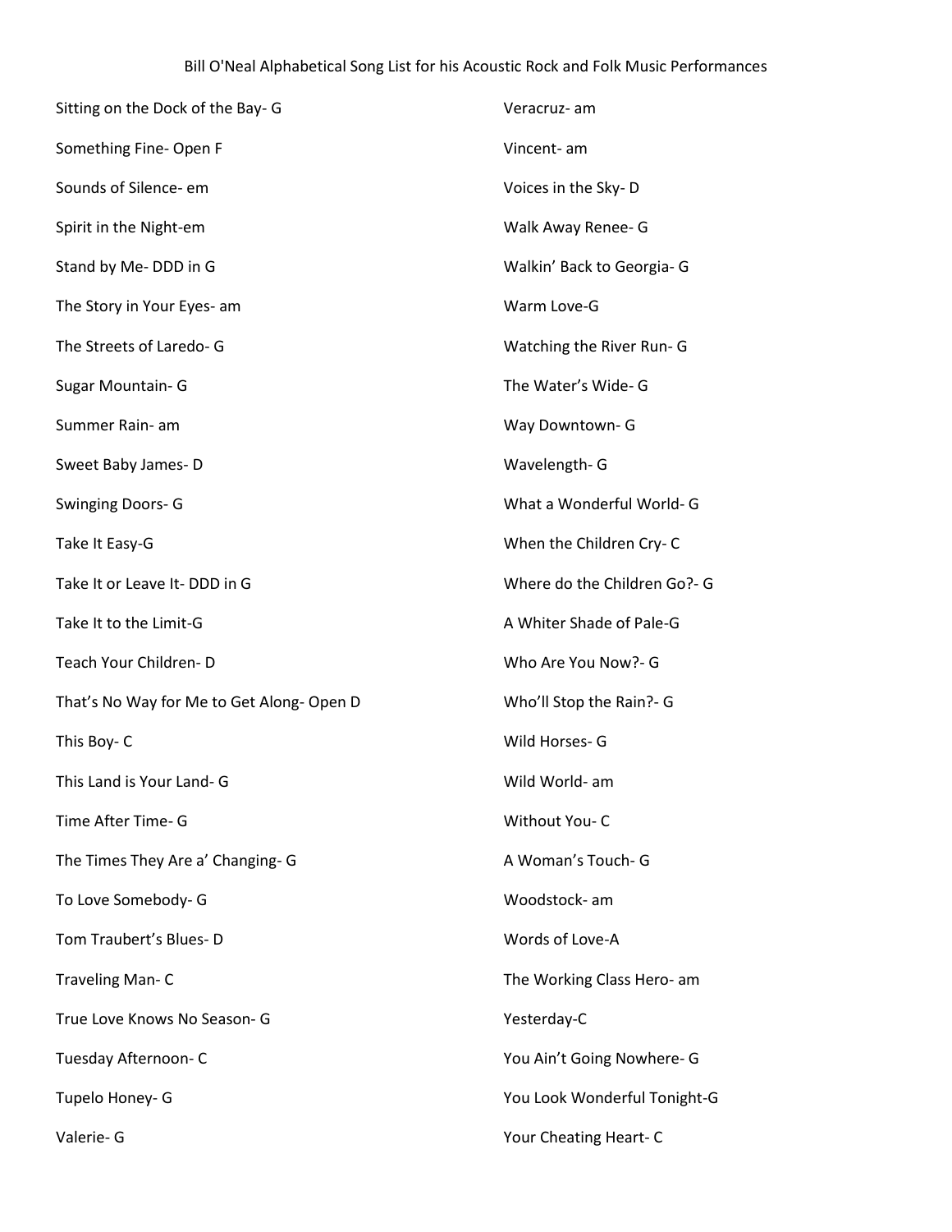Bill O'Neal Alphabetical Song List for his Acoustic Rock and Folk Music Performances

Sitting on the Dock of the Bay- G

Something Fine- Open F

Sounds of Silence- em

Spirit in the Night-em

Stand by Me- DDD in G

The Story in Your Eyes- am

The Streets of Laredo- G

Sugar Mountain- G

Summer Rain- am

Sweet Baby James- D

Swinging Doors- G

Take It Easy-G

Take It or Leave It- DDD in G

Take It to the Limit-G

Teach Your Children- D

That's No Way for Me to Get Along- Open D

This Boy- C

This Land is Your Land- G

Time After Time- G

The Times They Are a' Changing- G

To Love Somebody- G

Tom Traubert's Blues- D

Traveling Man- C

True Love Knows No Season- G

Tuesday Afternoon- C

Tupelo Honey- G

Valerie- G

Veracruz- am

Vincent- am

Voices in the Sky- D

Walk Away Renee- G

Walkin' Back to Georgia- G

Warm Love-G

Watching the River Run- G

The Water's Wide- G

Way Downtown- G

Wavelength- G

What a Wonderful World- G

When the Children Cry- C

Where do the Children Go?- G

A Whiter Shade of Pale-G

Who Are You Now?- G

Who'll Stop the Rain?- G

Wild Horses- G

Wild World- am

Without You- C

A Woman's Touch- G

Woodstock- am

Words of Love-A

The Working Class Hero- am

Yesterday-C

You Ain't Going Nowhere- G

You Look Wonderful Tonight-G

Your Cheating Heart- C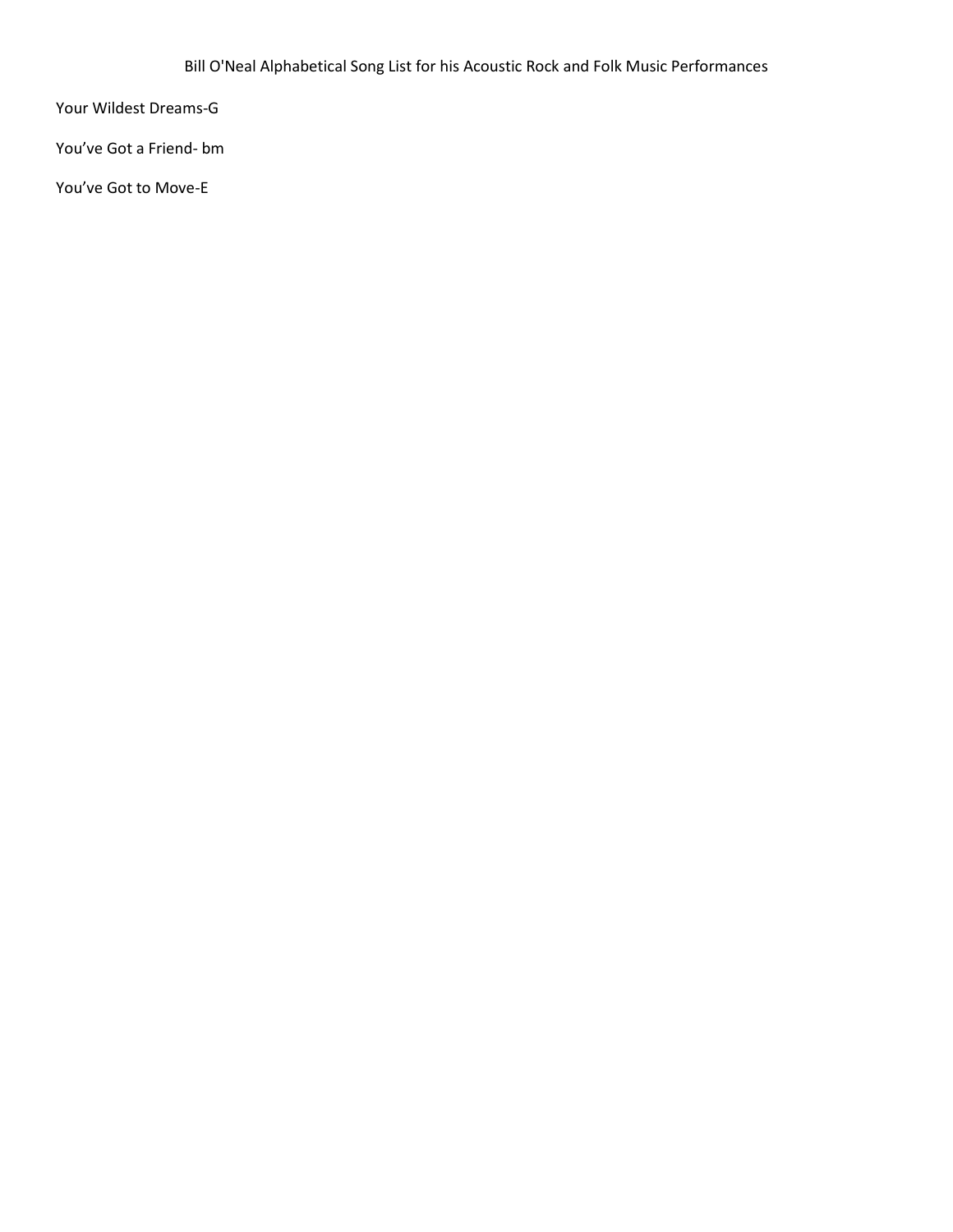Your Wildest Dreams-G

You've Got a Friend- bm

You've Got to Move-E